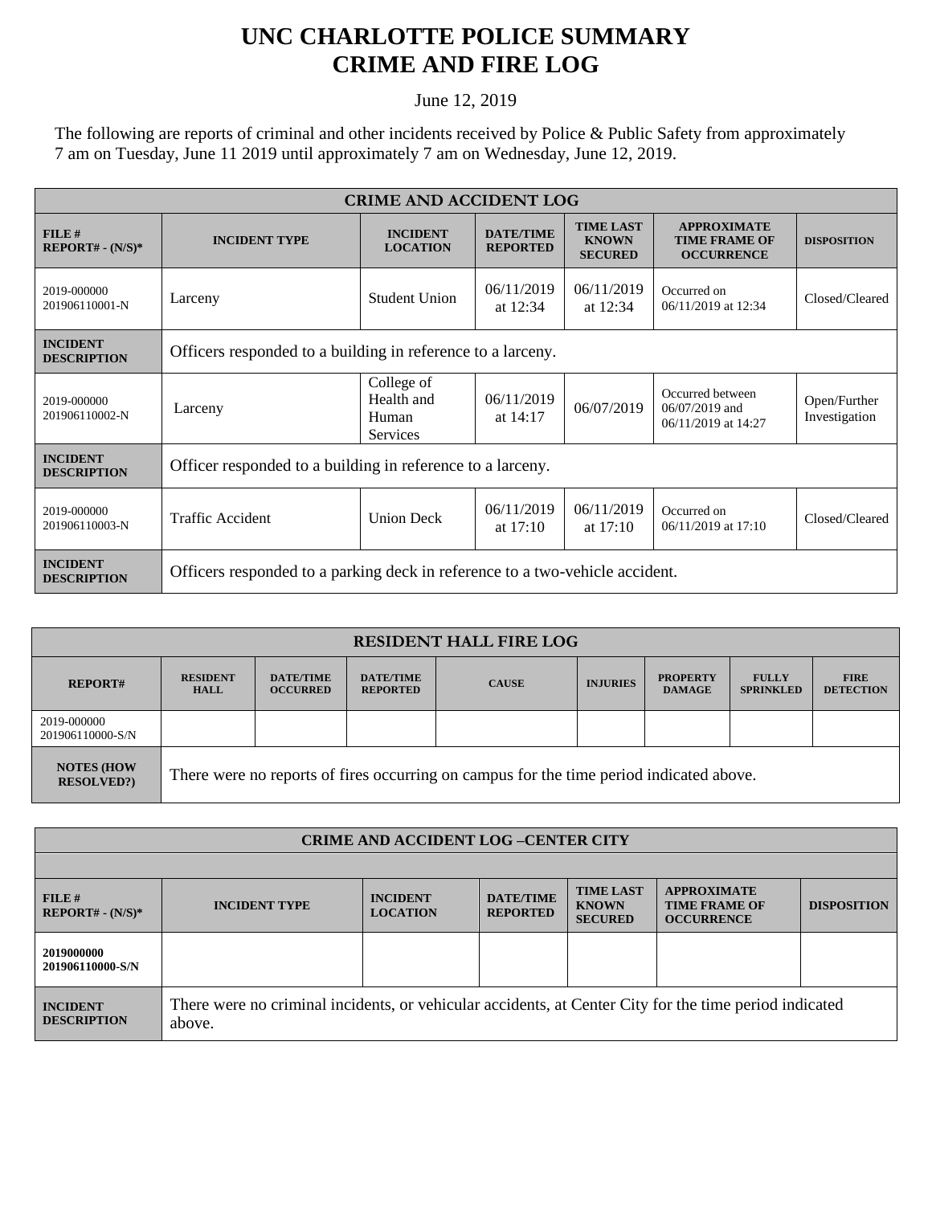# UNC CHARLOTTE POLICE SUMMARY
# CRIME AND FIRE LOG

June 12, 2019

The following are reports of criminal and other incidents received by Police & Public Safety from approximately 7 am on Tuesday, June 11 2019 until approximately 7 am on Wednesday, June 12, 2019.

| CRIME AND ACCIDENT LOG | | | | | | |
|---|---|---|---|---|---|---|
| **FILE # REPORT# - (N/S)*** | **INCIDENT TYPE** | **INCIDENT LOCATION** | **DATE/TIME REPORTED** | **TIME LAST KNOWN SECURED** | **APPROXIMATE TIME FRAME OF OCCURRENCE** | **DISPOSITION** |
| 2019-000000 201906110001-N | Larceny | Student Union | 06/11/2019 at 12:34 | 06/11/2019 at 12:34 | Occurred on 06/11/2019 at 12:34 | Closed/Cleared |
| **INCIDENT DESCRIPTION** | Officers responded to a building in reference to a larceny. | | | | | |
| 2019-000000 201906110002-N | Larceny | College of Health and Human Services | 06/11/2019 at 14:17 | 06/07/2019 | Occurred between 06/07/2019 and 06/11/2019 at 14:27 | Open/Further Investigation |
| **INCIDENT DESCRIPTION** | Officer responded to a building in reference to a larceny. | | | | | |
| 2019-000000 201906110003-N | Traffic Accident | Union Deck | 06/11/2019 at 17:10 | 06/11/2019 at 17:10 | Occurred on 06/11/2019 at 17:10 | Closed/Cleared |
| **INCIDENT DESCRIPTION** | Officers responded to a parking deck in reference to a two-vehicle accident. | | | | | |

| RESIDENT HALL FIRE LOG | | | | | | | | |
|---|---|---|---|---|---|---|---|---|
| **REPORT#** | **RESIDENT HALL** | **DATE/TIME OCCURRED** | **DATE/TIME REPORTED** | **CAUSE** | **INJURIES** | **PROPERTY DAMAGE** | **FULLY SPRINKLED** | **FIRE DETECTION** |
| 2019-000000 201906110000-S/N | | | | | | | | |
| **NOTES (HOW RESOLVED?)** | There were no reports of fires occurring on campus for the time period indicated above. | | | | | | | |

| CRIME AND ACCIDENT LOG –CENTER CITY | | | | | | |
|---|---|---|---|---|---|---|
| **FILE # REPORT# - (N/S)*** | **INCIDENT TYPE** | **INCIDENT LOCATION** | **DATE/TIME REPORTED** | **TIME LAST KNOWN SECURED** | **APPROXIMATE TIME FRAME OF OCCURRENCE** | **DISPOSITION** |
| **2019000000 201906110000-S/N** | | | | | | |
| **INCIDENT DESCRIPTION** | There were no criminal incidents, or vehicular accidents, at Center City for the time period indicated above. | | | | | |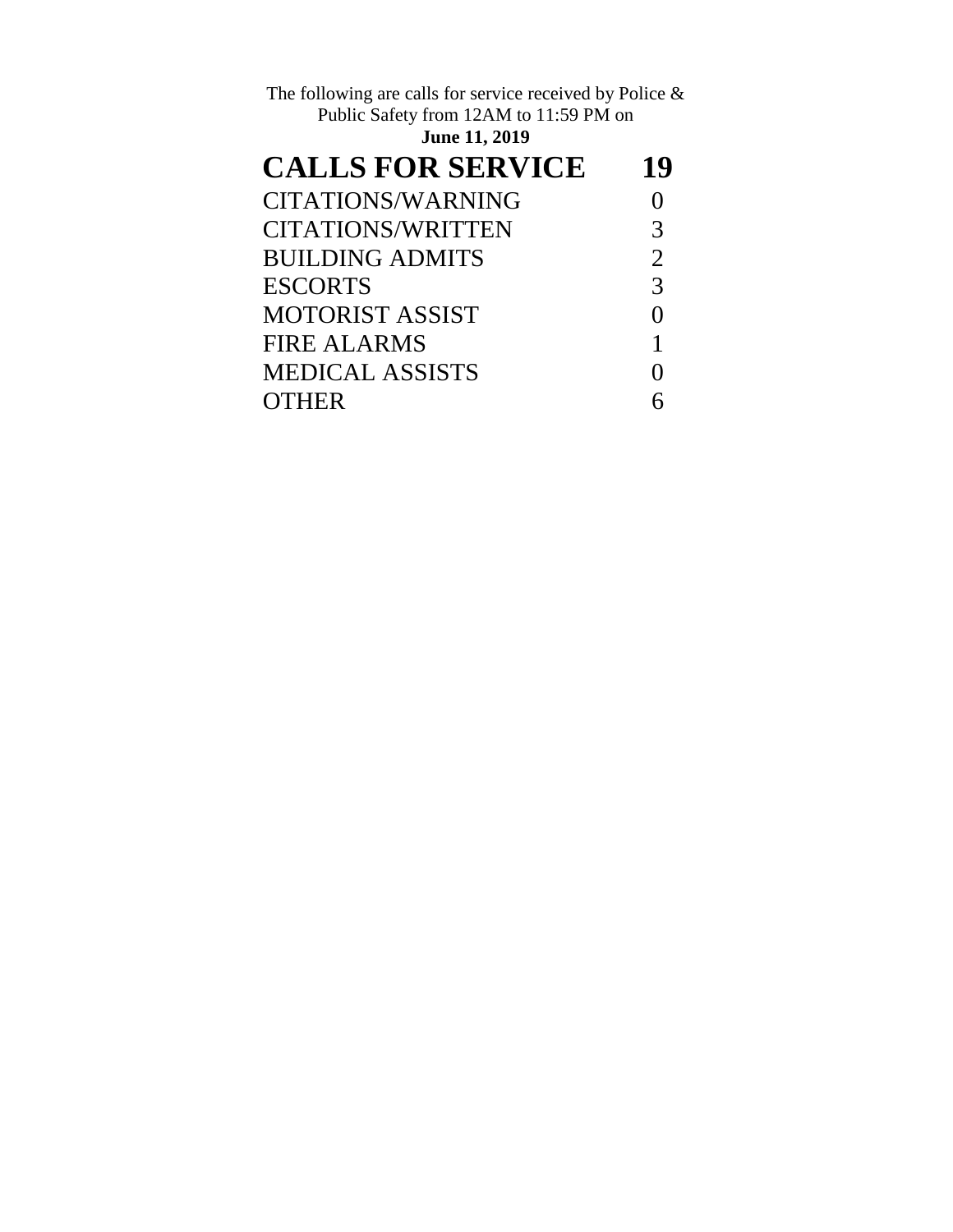The following are calls for service received by Police & Public Safety from 12AM to 11:59 PM on

**June 11, 2019**

| | |
|---|---|
| **CALLS FOR SERVICE** | **19** |
| CITATIONS/WARNING | 0 |
| CITATIONS/WRITTEN | 3 |
| BUILDING ADMITS | 2 |
| ESCORTS | 3 |
| MOTORIST ASSIST | 0 |
| FIRE ALARMS | 1 |
| MEDICAL ASSISTS | 0 |
| OTHER | 6 |